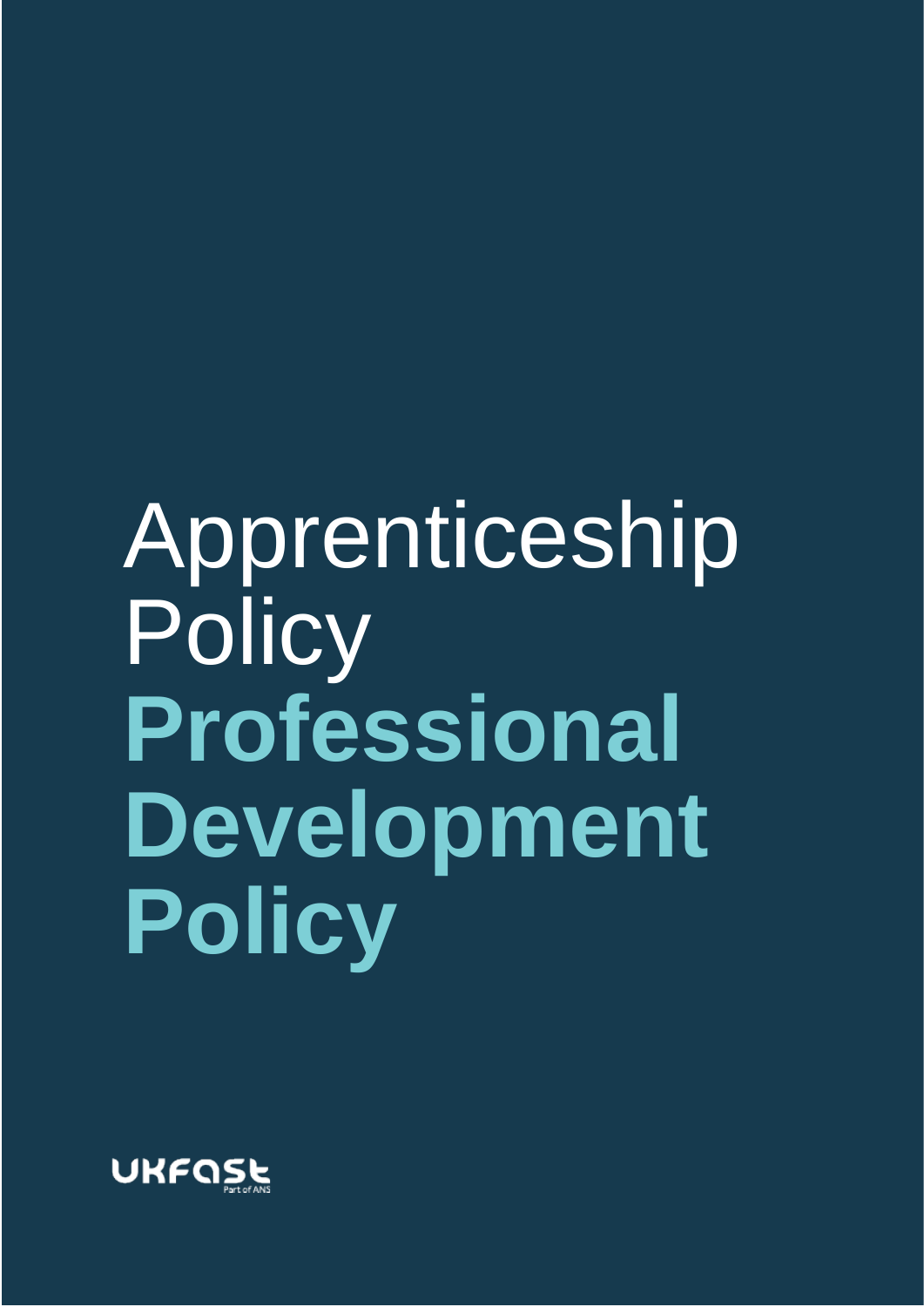# Apprenticeship Policy

# Professional Development Policy

UKFast

Part of ANS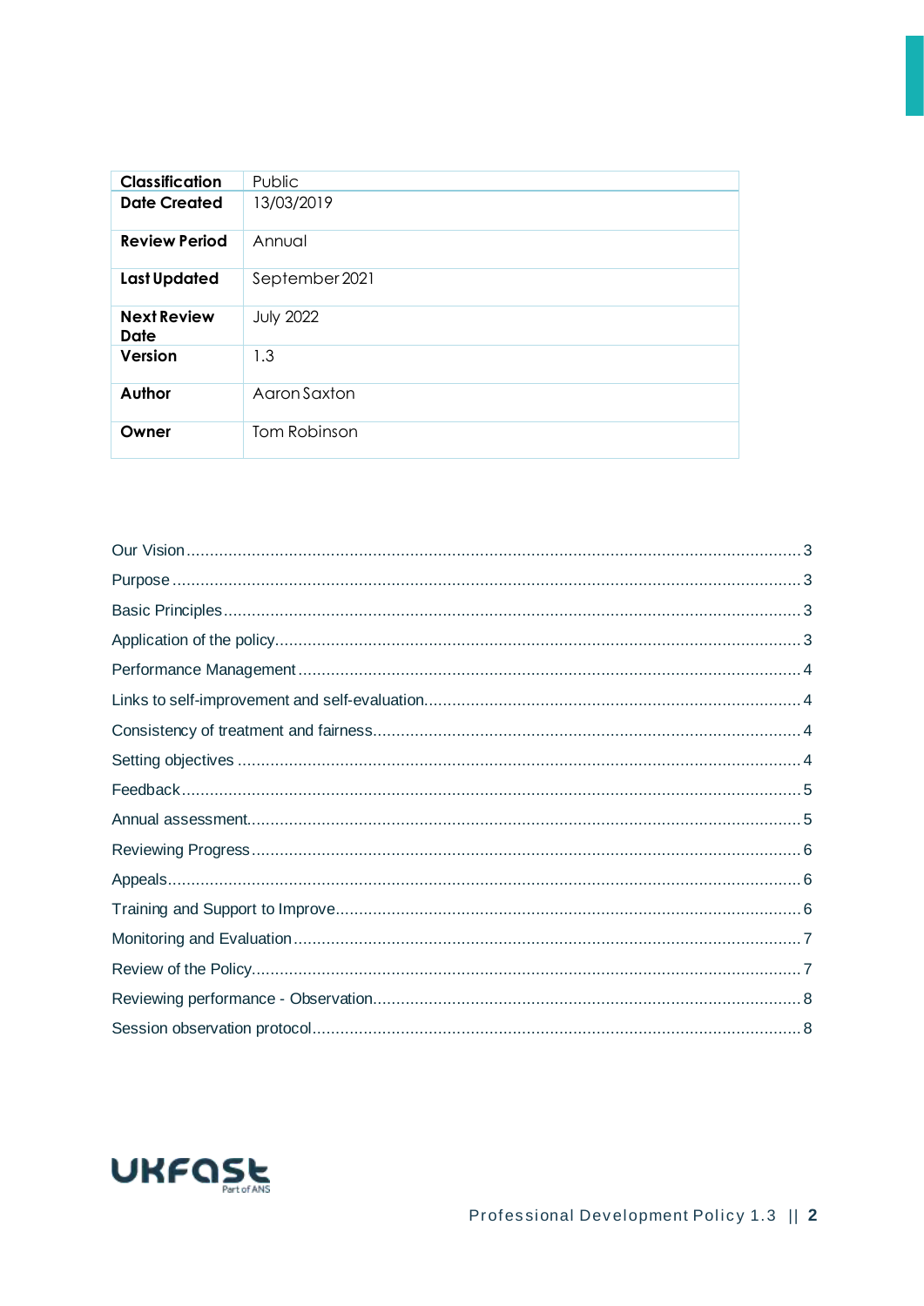| Classification | Public |
|---|---|
| Date Created | 13/03/2019 |
| Review Period | Annual |
| Last Updated | September 2021 |
| Next Review Date | July 2022 |
| Version | 1.3 |
| Author | Aaron Saxton |
| Owner | Tom Robinson |

Our Vision ..................................................................................................... 3
Purpose ......................................................................................................... 3
Basic Principles ............................................................................................. 3
Application of the policy ................................................................................ 3
Performance Management ............................................................................ 4
Links to self-improvement and self-evaluation ............................................... 4
Consistency of treatment and fairness ........................................................... 4
Setting objectives .......................................................................................... 4
Feedback ....................................................................................................... 5
Annual assessment ........................................................................................ 5
Reviewing Progress ....................................................................................... 6
Appeals ......................................................................................................... 6
Training and Support to Improve ................................................................... 6
Monitoring and Evaluation ............................................................................. 7
Review of the Policy ....................................................................................... 7
Reviewing performance - Observation ........................................................... 8
Session observation protocol ......................................................................... 8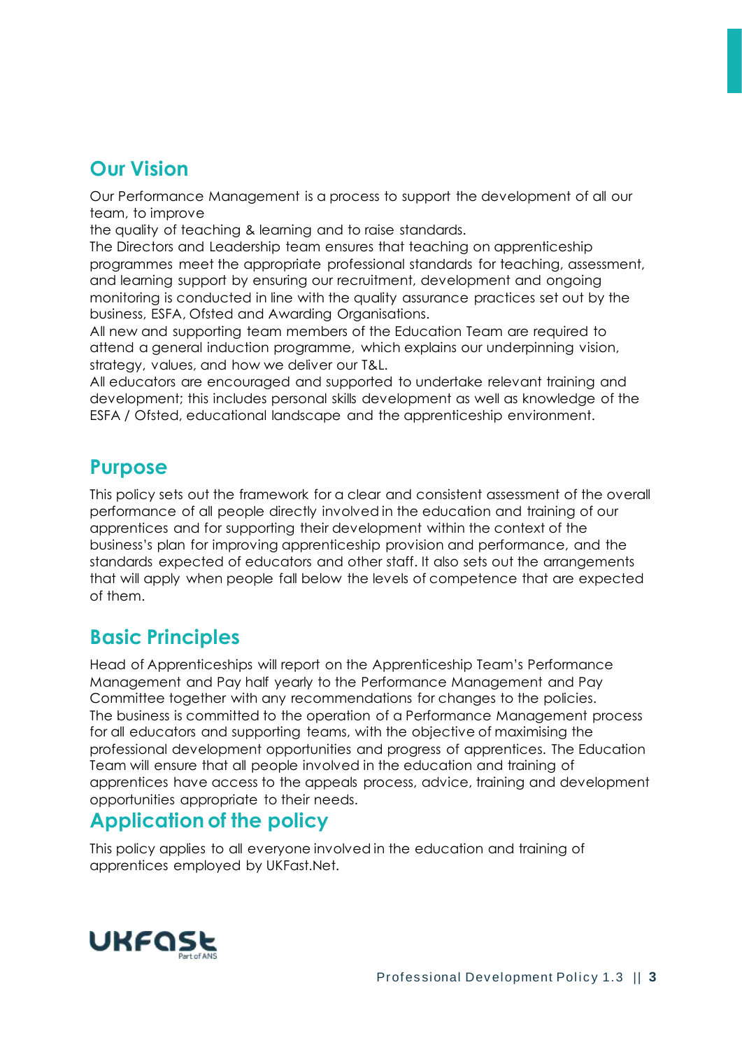## Our Vision

Our Performance Management is a process to support the development of all our team, to improve the quality of teaching & learning and to raise standards.

The Directors and Leadership team ensures that teaching on apprenticeship programmes meet the appropriate professional standards for teaching, assessment, and learning support by ensuring our recruitment, development and ongoing monitoring is conducted in line with the quality assurance practices set out by the business, ESFA, Ofsted and Awarding Organisations.

All new and supporting team members of the Education Team are required to attend a general induction programme, which explains our underpinning vision, strategy, values, and how we deliver our T&L.

All educators are encouraged and supported to undertake relevant training and development; this includes personal skills development as well as knowledge of the ESFA / Ofsted, educational landscape and the apprenticeship environment.

## Purpose

This policy sets out the framework for a clear and consistent assessment of the overall performance of all people directly involved in the education and training of our apprentices and for supporting their development within the context of the business's plan for improving apprenticeship provision and performance, and the standards expected of educators and other staff. It also sets out the arrangements that will apply when people fall below the levels of competence that are expected of them.

## Basic Principles

Head of Apprenticeships will report on the Apprenticeship Team's Performance Management and Pay half yearly to the Performance Management and Pay Committee together with any recommendations for changes to the policies.

The business is committed to the operation of a Performance Management process for all educators and supporting teams, with the objective of maximising the professional development opportunities and progress of apprentices. The Education Team will ensure that all people involved in the education and training of apprentices have access to the appeals process, advice, training and development opportunities appropriate to their needs.

## Application of the policy

This policy applies to all everyone involved in the education and training of apprentices employed by UKFast.Net.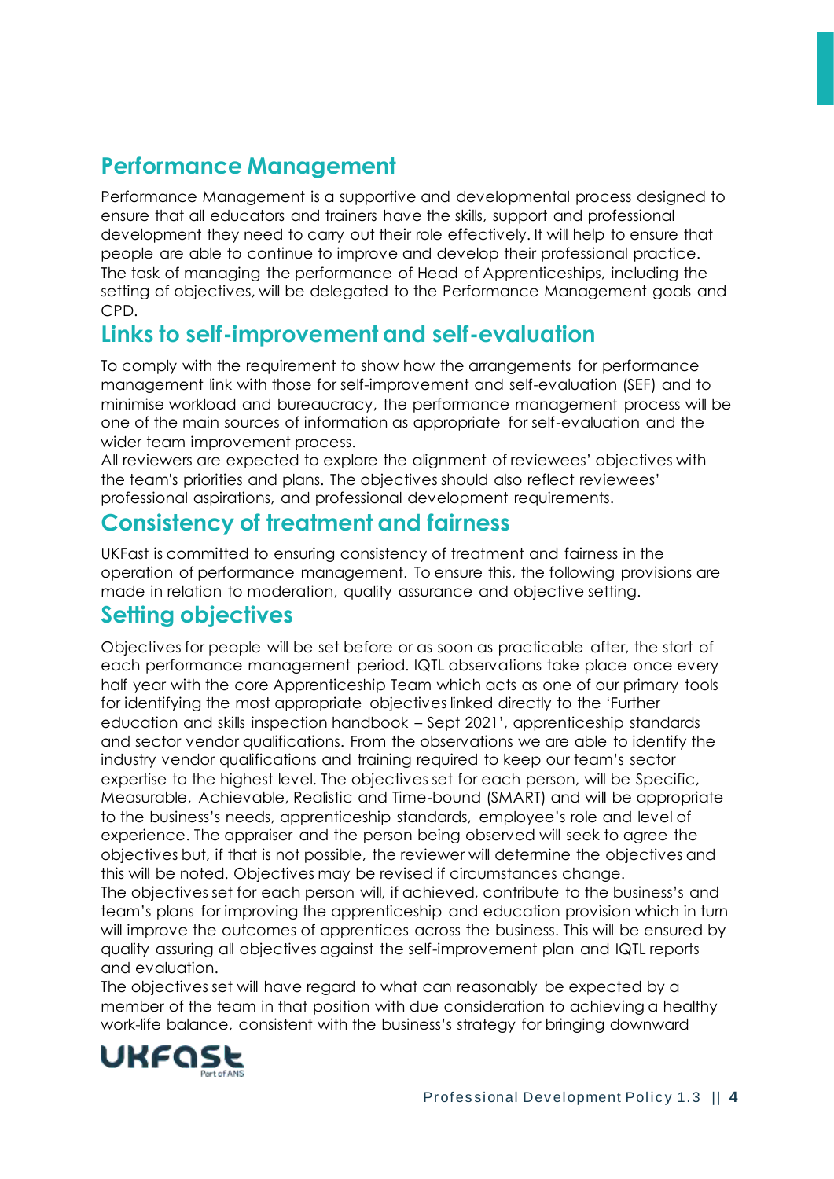## Performance Management

Performance Management is a supportive and developmental process designed to ensure that all educators and trainers have the skills, support and professional development they need to carry out their role effectively. It will help to ensure that people are able to continue to improve and develop their professional practice. The task of managing the performance of Head of Apprenticeships, including the setting of objectives, will be delegated to the Performance Management goals and CPD.

## Links to self-improvement and self-evaluation

To comply with the requirement to show how the arrangements for performance management link with those for self-improvement and self-evaluation (SEF) and to minimise workload and bureaucracy, the performance management process will be one of the main sources of information as appropriate for self-evaluation and the wider team improvement process.

All reviewers are expected to explore the alignment of reviewees' objectives with the team's priorities and plans. The objectives should also reflect reviewees' professional aspirations, and professional development requirements.

## Consistency of treatment and fairness

UKFast is committed to ensuring consistency of treatment and fairness in the operation of performance management. To ensure this, the following provisions are made in relation to moderation, quality assurance and objective setting.

## Setting objectives

Objectives for people will be set before or as soon as practicable after, the start of each performance management period. IQTL observations take place once every half year with the core Apprenticeship Team which acts as one of our primary tools for identifying the most appropriate objectives linked directly to the 'Further education and skills inspection handbook – Sept 2021', apprenticeship standards and sector vendor qualifications. From the observations we are able to identify the industry vendor qualifications and training required to keep our team's sector expertise to the highest level. The objectives set for each person, will be Specific, Measurable, Achievable, Realistic and Time-bound (SMART) and will be appropriate to the business's needs, apprenticeship standards, employee's role and level of experience. The appraiser and the person being observed will seek to agree the objectives but, if that is not possible, the reviewer will determine the objectives and this will be noted. Objectives may be revised if circumstances change.

The objectives set for each person will, if achieved, contribute to the business's and team's plans for improving the apprenticeship and education provision which in turn will improve the outcomes of apprentices across the business. This will be ensured by quality assuring all objectives against the self-improvement plan and IQTL reports and evaluation.

The objectives set will have regard to what can reasonably be expected by a member of the team in that position with due consideration to achieving a healthy work-life balance, consistent with the business's strategy for bringing downward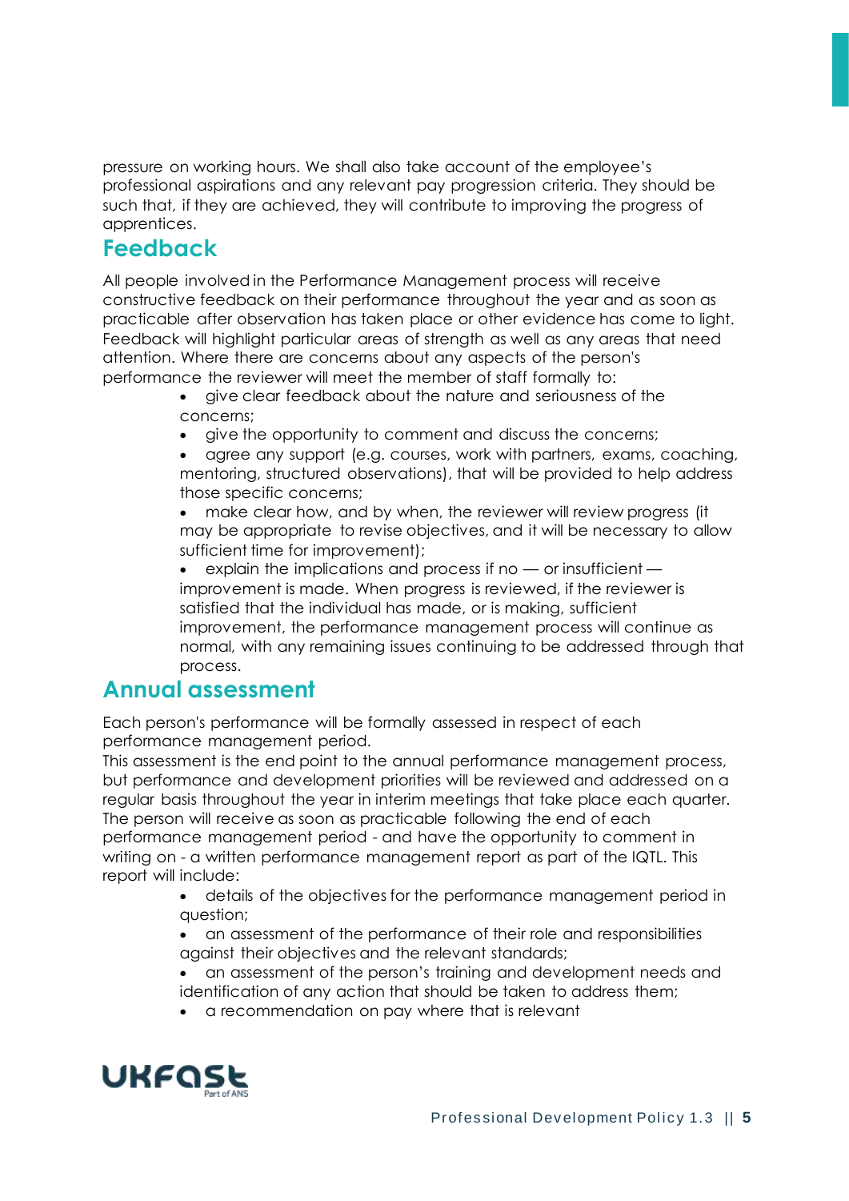pressure on working hours. We shall also take account of the employee's professional aspirations and any relevant pay progression criteria. They should be such that, if they are achieved, they will contribute to improving the progress of apprentices.

## Feedback

All people involved in the Performance Management process will receive constructive feedback on their performance throughout the year and as soon as practicable after observation has taken place or other evidence has come to light. Feedback will highlight particular areas of strength as well as any areas that need attention. Where there are concerns about any aspects of the person's performance the reviewer will meet the member of staff formally to:

- give clear feedback about the nature and seriousness of the concerns;
- give the opportunity to comment and discuss the concerns;
- agree any support (e.g. courses, work with partners, exams, coaching, mentoring, structured observations), that will be provided to help address those specific concerns;
- make clear how, and by when, the reviewer will review progress (it may be appropriate to revise objectives, and it will be necessary to allow sufficient time for improvement);
- explain the implications and process if no — or insufficient — improvement is made. When progress is reviewed, if the reviewer is satisfied that the individual has made, or is making, sufficient improvement, the performance management process will continue as normal, with any remaining issues continuing to be addressed through that process.

## Annual assessment

Each person's performance will be formally assessed in respect of each performance management period.

This assessment is the end point to the annual performance management process, but performance and development priorities will be reviewed and addressed on a regular basis throughout the year in interim meetings that take place each quarter. The person will receive as soon as practicable following the end of each performance management period - and have the opportunity to comment in writing on - a written performance management report as part of the IQTL. This report will include:

- details of the objectives for the performance management period in question;
- an assessment of the performance of their role and responsibilities against their objectives and the relevant standards;
- an assessment of the person's training and development needs and identification of any action that should be taken to address them;
- a recommendation on pay where that is relevant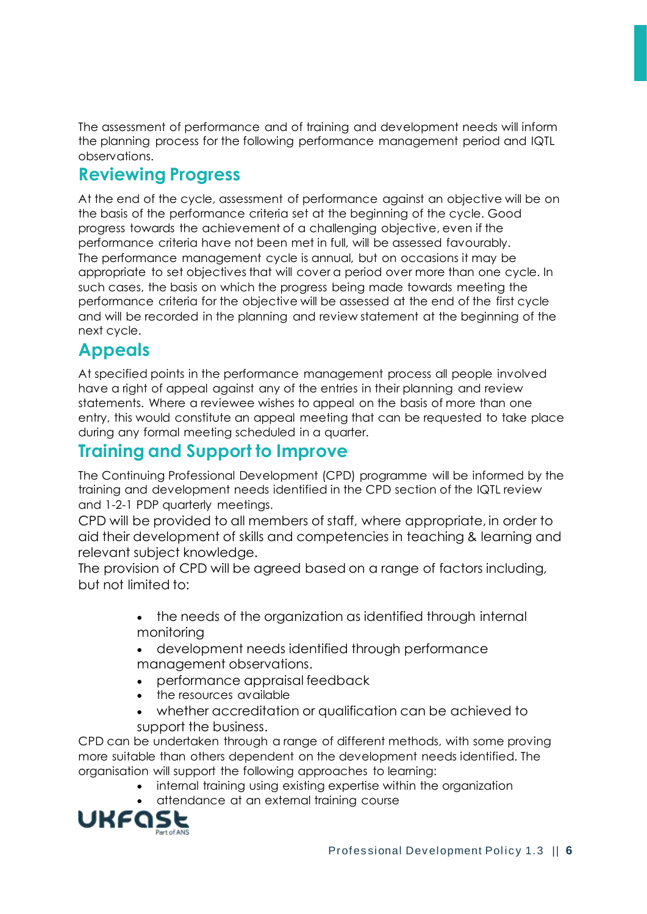The assessment of performance and of training and development needs will inform the planning process for the following performance management period and IQTL observations.

## Reviewing Progress

At the end of the cycle, assessment of performance against an objective will be on the basis of the performance criteria set at the beginning of the cycle. Good progress towards the achievement of a challenging objective, even if the performance criteria have not been met in full, will be assessed favourably. The performance management cycle is annual, but on occasions it may be appropriate to set objectives that will cover a period over more than one cycle. In such cases, the basis on which the progress being made towards meeting the performance criteria for the objective will be assessed at the end of the first cycle and will be recorded in the planning and review statement at the beginning of the next cycle.

## Appeals

At specified points in the performance management process all people involved have a right of appeal against any of the entries in their planning and review statements. Where a reviewee wishes to appeal on the basis of more than one entry, this would constitute an appeal meeting that can be requested to take place during any formal meeting scheduled in a quarter.

## Training and Support to Improve

The Continuing Professional Development (CPD) programme will be informed by the training and development needs identified in the CPD section of the IQTL review and 1-2-1 PDP quarterly meetings.

CPD will be provided to all members of staff, where appropriate, in order to aid their development of skills and competencies in teaching & learning and relevant subject knowledge.

The provision of CPD will be agreed based on a range of factors including, but not limited to:

- the needs of the organization as identified through internal monitoring
- development needs identified through performance management observations.
- performance appraisal feedback
- the resources available
- whether accreditation or qualification can be achieved to support the business.

CPD can be undertaken through a range of different methods, with some proving more suitable than others dependent on the development needs identified. The organisation will support the following approaches to learning:

- internal training using existing expertise within the organization
- attendance at an external training course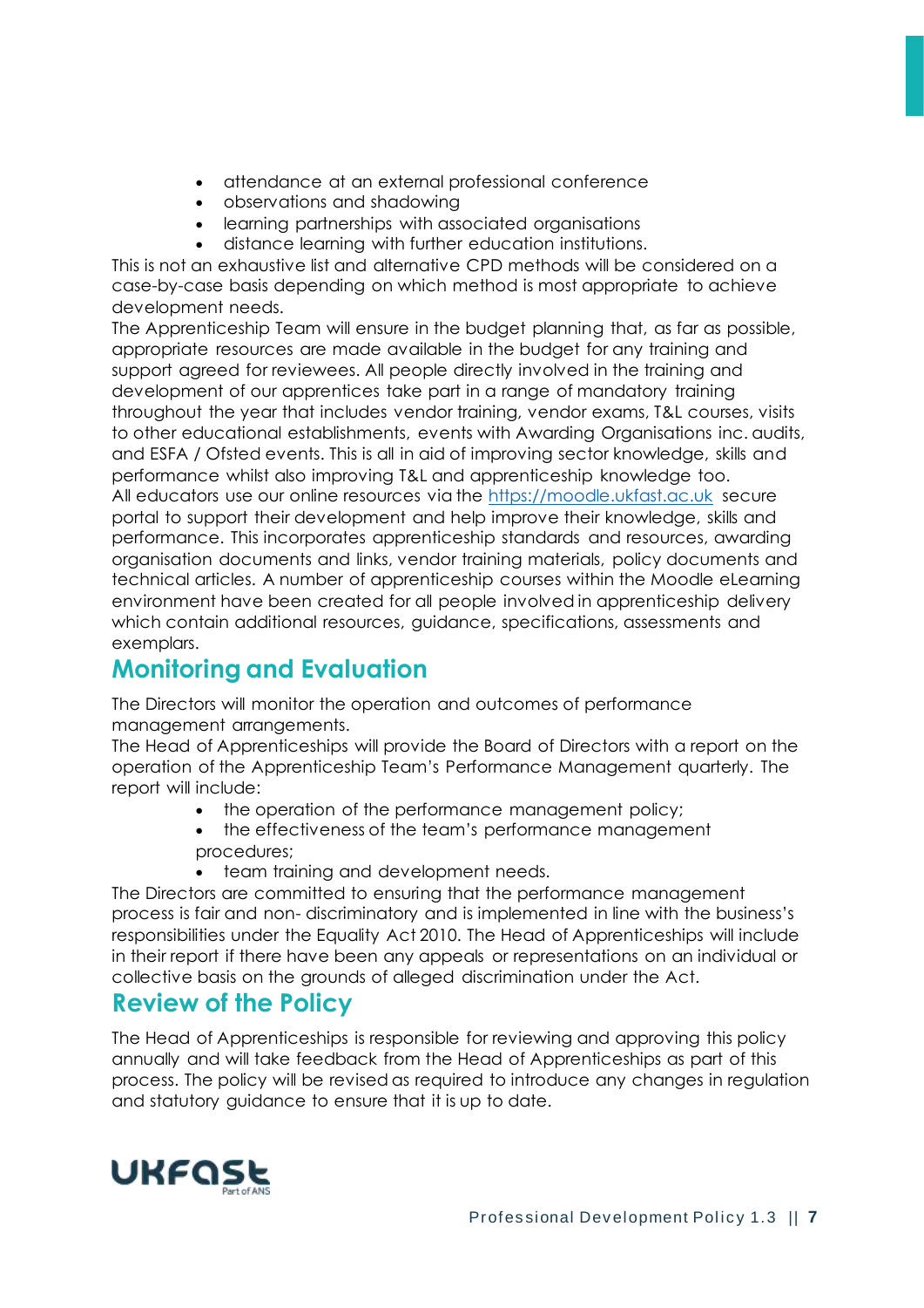- attendance at an external professional conference
- observations and shadowing
- learning partnerships with associated organisations
- distance learning with further education institutions.

This is not an exhaustive list and alternative CPD methods will be considered on a case-by-case basis depending on which method is most appropriate to achieve development needs.

The Apprenticeship Team will ensure in the budget planning that, as far as possible, appropriate resources are made available in the budget for any training and support agreed for reviewees. All people directly involved in the training and development of our apprentices take part in a range of mandatory training throughout the year that includes vendor training, vendor exams, T&L courses, visits to other educational establishments, events with Awarding Organisations inc. audits, and ESFA / Ofsted events. This is all in aid of improving sector knowledge, skills and performance whilst also improving T&L and apprenticeship knowledge too.

All educators use our online resources via the [https://moodle.ukfast.ac.uk](https://moodle.ukfast.ac.uk) secure portal to support their development and help improve their knowledge, skills and performance. This incorporates apprenticeship standards and resources, awarding organisation documents and links, vendor training materials, policy documents and technical articles. A number of apprenticeship courses within the Moodle eLearning environment have been created for all people involved in apprenticeship delivery which contain additional resources, guidance, specifications, assessments and exemplars.

## Monitoring and Evaluation

The Directors will monitor the operation and outcomes of performance management arrangements.

The Head of Apprenticeships will provide the Board of Directors with a report on the operation of the Apprenticeship Team's Performance Management quarterly. The report will include:

- the operation of the performance management policy;
- the effectiveness of the team's performance management procedures;
- team training and development needs.

The Directors are committed to ensuring that the performance management process is fair and non- discriminatory and is implemented in line with the business's responsibilities under the Equality Act 2010. The Head of Apprenticeships will include in their report if there have been any appeals or representations on an individual or collective basis on the grounds of alleged discrimination under the Act.

## Review of the Policy

The Head of Apprenticeships is responsible for reviewing and approving this policy annually and will take feedback from the Head of Apprenticeships as part of this process. The policy will be revised as required to introduce any changes in regulation and statutory guidance to ensure that it is up to date.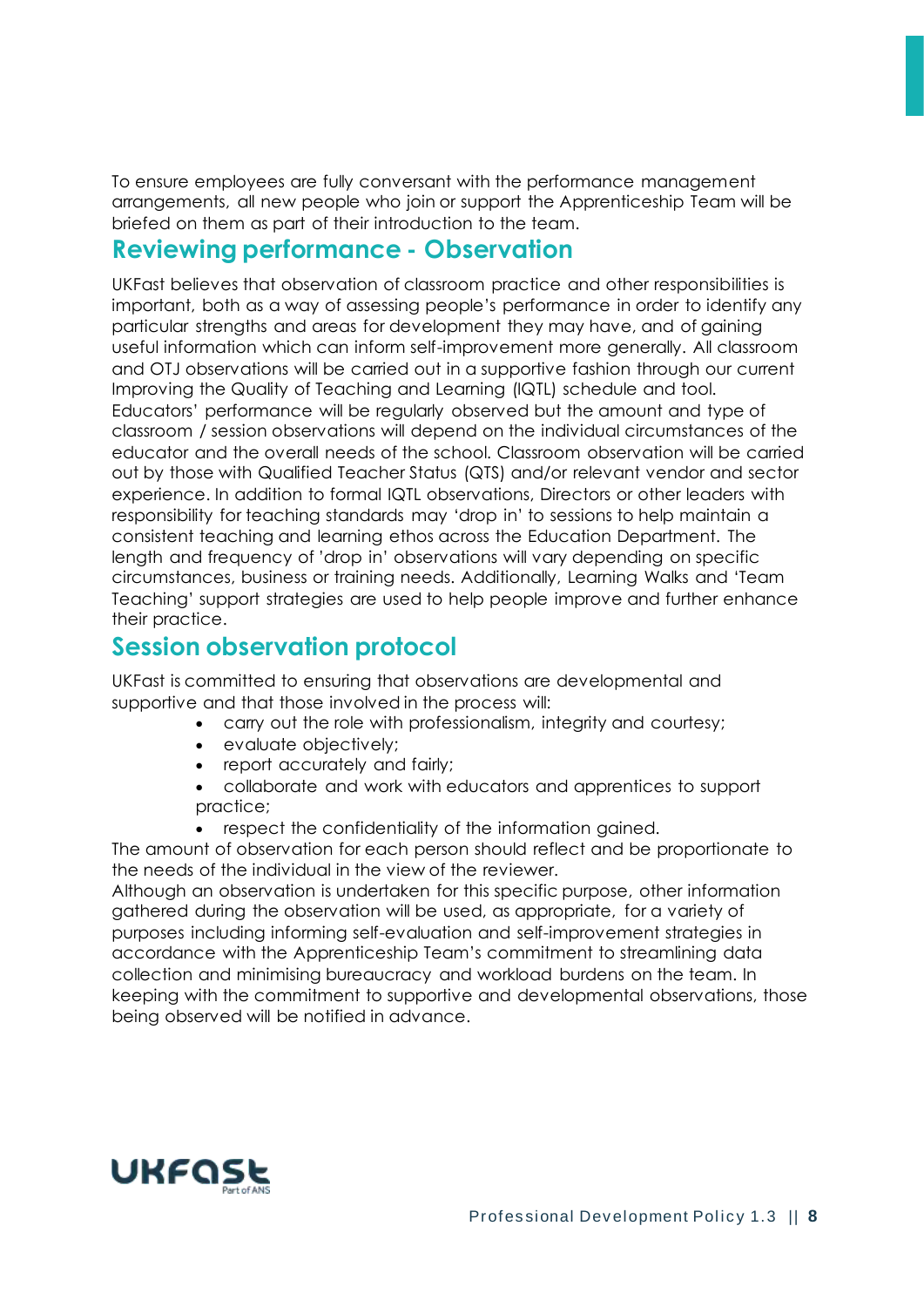To ensure employees are fully conversant with the performance management arrangements, all new people who join or support the Apprenticeship Team will be briefed on them as part of their introduction to the team.

## Reviewing performance - Observation

UKFast believes that observation of classroom practice and other responsibilities is important, both as a way of assessing people's performance in order to identify any particular strengths and areas for development they may have, and of gaining useful information which can inform self-improvement more generally. All classroom and OTJ observations will be carried out in a supportive fashion through our current Improving the Quality of Teaching and Learning (IQTL) schedule and tool. Educators' performance will be regularly observed but the amount and type of classroom / session observations will depend on the individual circumstances of the educator and the overall needs of the school. Classroom observation will be carried out by those with Qualified Teacher Status (QTS) and/or relevant vendor and sector experience. In addition to formal IQTL observations, Directors or other leaders with responsibility for teaching standards may 'drop in' to sessions to help maintain a consistent teaching and learning ethos across the Education Department. The length and frequency of 'drop in' observations will vary depending on specific circumstances, business or training needs. Additionally, Learning Walks and 'Team Teaching' support strategies are used to help people improve and further enhance their practice.

## Session observation protocol

UKFast is committed to ensuring that observations are developmental and supportive and that those involved in the process will:

- carry out the role with professionalism, integrity and courtesy;
- evaluate objectively;
- report accurately and fairly;
- collaborate and work with educators and apprentices to support practice;
- respect the confidentiality of the information gained.

The amount of observation for each person should reflect and be proportionate to the needs of the individual in the view of the reviewer.

Although an observation is undertaken for this specific purpose, other information gathered during the observation will be used, as appropriate, for a variety of purposes including informing self-evaluation and self-improvement strategies in accordance with the Apprenticeship Team's commitment to streamlining data collection and minimising bureaucracy and workload burdens on the team. In keeping with the commitment to supportive and developmental observations, those being observed will be notified in advance.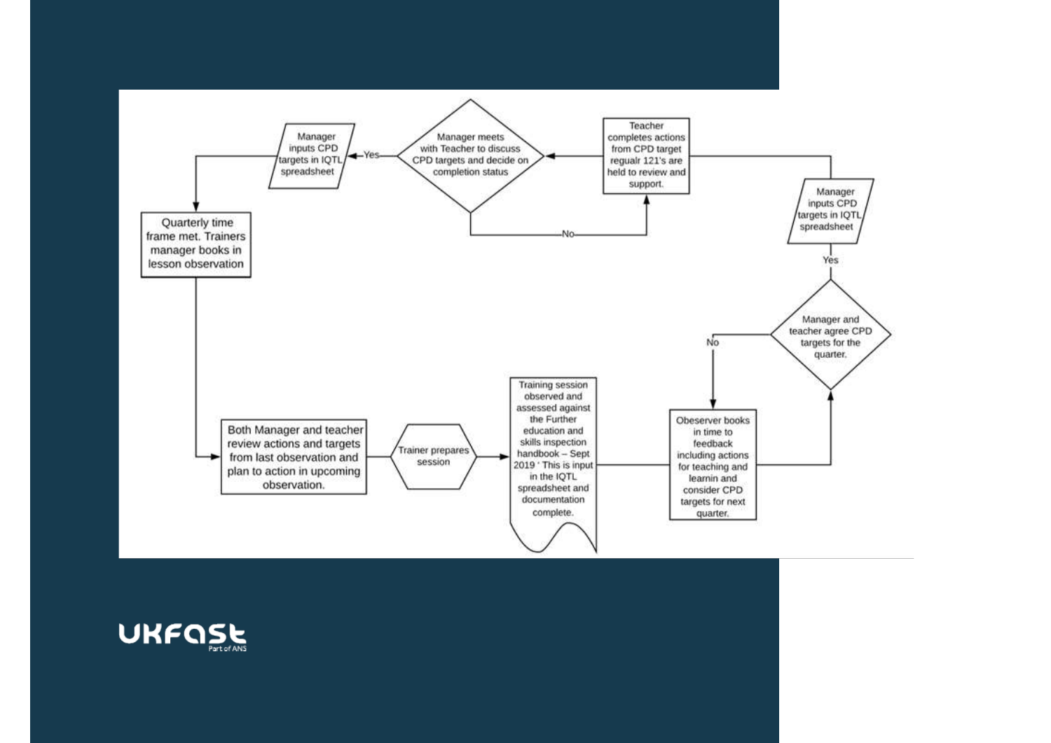Manager inputs CPD targets in IQTL spreadsheet

Yes

Manager meets with Teacher to discuss CPD targets and decide on completion status

Teacher completes actions from CPD target regualr 121's are held to review and support.

No

Quarterly time frame met. Trainers manager books in lesson observation

Manager inputs CPD targets in IQTL spreadsheet

Yes

No

Manager and teacher agree CPD targets for the quarter.

Both Manager and teacher review actions and targets from last observation and plan to action in upcoming observation.

Trainer prepares session

Training session observed and assessed against the Further education and skills inspection handbook – Sept 2019 ' This is input in the IQTL spreadsheet and documentation complete.

Obeserver books in time to feedback including actions for teaching and learnin and consider CPD targets for next quarter.

UKFAST
Part of ANS